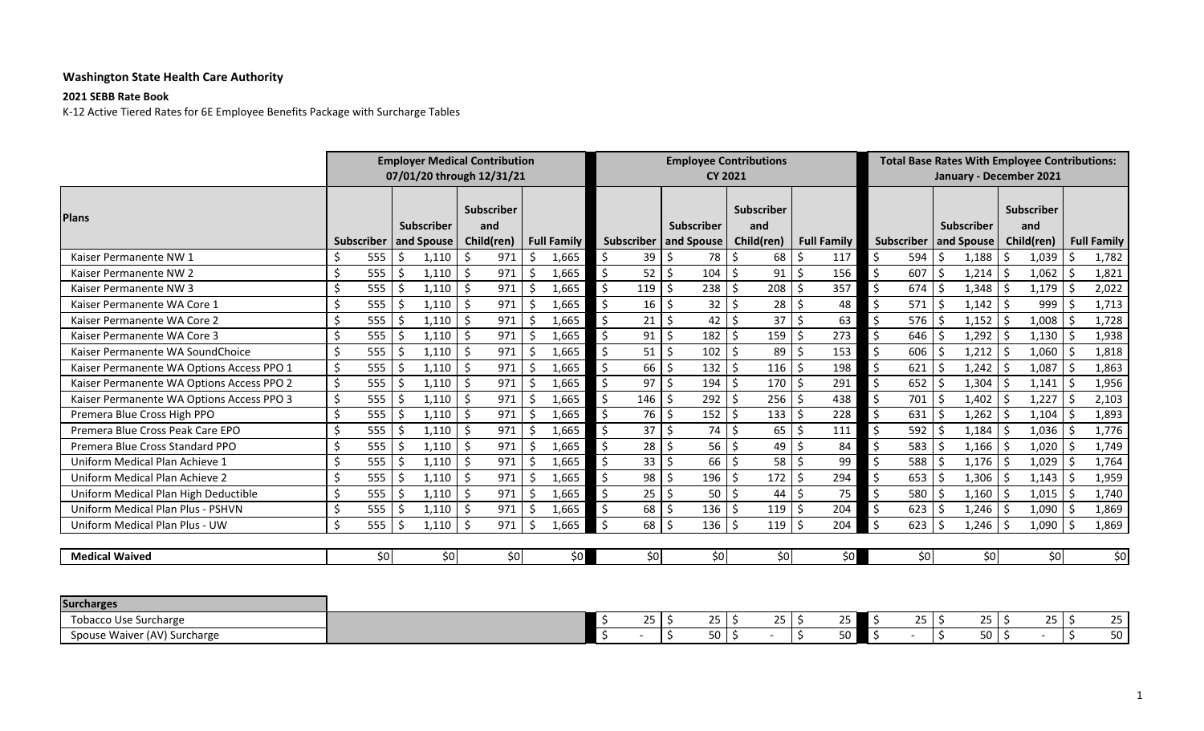**Washington State Health Care Authority**

**2021 SEBB Rate Book**

K-12 Active Tiered Rates for 6E Employee Benefits Package with Surcharge Tables

| Plans | Employer Medical Contribution 07/01/20 through 12/31/21 | | | | Employee Contributions CY 2021 | | | | Total Base Rates With Employee Contributions: January - December 2021 | | | |
|---|---|---|---|---|---|---|---|---|---|---|---|---|
| | Subscriber | Subscriber and Spouse | Subscriber and Child(ren) | Full Family | Subscriber | Subscriber and Spouse | Subscriber and Child(ren) | Full Family | Subscriber | Subscriber and Spouse | Subscriber and Child(ren) | Full Family |
| Kaiser Permanente NW 1 | $ 555 | $ 1,110 | $ 971 | $ 1,665 | $ 39 | $ 78 | $ 68 | $ 117 | $ 594 | $ 1,188 | $ 1,039 | $ 1,782 |
| Kaiser Permanente NW 2 | $ 555 | $ 1,110 | $ 971 | $ 1,665 | $ 52 | $ 104 | $ 91 | $ 156 | $ 607 | $ 1,214 | $ 1,062 | $ 1,821 |
| Kaiser Permanente NW 3 | $ 555 | $ 1,110 | $ 971 | $ 1,665 | $ 119 | $ 238 | $ 208 | $ 357 | $ 674 | $ 1,348 | $ 1,179 | $ 2,022 |
| Kaiser Permanente WA Core 1 | $ 555 | $ 1,110 | $ 971 | $ 1,665 | $ 16 | $ 32 | $ 28 | $ 48 | $ 571 | $ 1,142 | $ 999 | $ 1,713 |
| Kaiser Permanente WA Core 2 | $ 555 | $ 1,110 | $ 971 | $ 1,665 | $ 21 | $ 42 | $ 37 | $ 63 | $ 576 | $ 1,152 | $ 1,008 | $ 1,728 |
| Kaiser Permanente WA Core 3 | $ 555 | $ 1,110 | $ 971 | $ 1,665 | $ 91 | $ 182 | $ 159 | $ 273 | $ 646 | $ 1,292 | $ 1,130 | $ 1,938 |
| Kaiser Permanente WA SoundChoice | $ 555 | $ 1,110 | $ 971 | $ 1,665 | $ 51 | $ 102 | $ 89 | $ 153 | $ 606 | $ 1,212 | $ 1,060 | $ 1,818 |
| Kaiser Permanente WA Options Access PPO 1 | $ 555 | $ 1,110 | $ 971 | $ 1,665 | $ 66 | $ 132 | $ 116 | $ 198 | $ 621 | $ 1,242 | $ 1,087 | $ 1,863 |
| Kaiser Permanente WA Options Access PPO 2 | $ 555 | $ 1,110 | $ 971 | $ 1,665 | $ 97 | $ 194 | $ 170 | $ 291 | $ 652 | $ 1,304 | $ 1,141 | $ 1,956 |
| Kaiser Permanente WA Options Access PPO 3 | $ 555 | $ 1,110 | $ 971 | $ 1,665 | $ 146 | $ 292 | $ 256 | $ 438 | $ 701 | $ 1,402 | $ 1,227 | $ 2,103 |
| Premera Blue Cross High PPO | $ 555 | $ 1,110 | $ 971 | $ 1,665 | $ 76 | $ 152 | $ 133 | $ 228 | $ 631 | $ 1,262 | $ 1,104 | $ 1,893 |
| Premera Blue Cross Peak Care EPO | $ 555 | $ 1,110 | $ 971 | $ 1,665 | $ 37 | $ 74 | $ 65 | $ 111 | $ 592 | $ 1,184 | $ 1,036 | $ 1,776 |
| Premera Blue Cross Standard PPO | $ 555 | $ 1,110 | $ 971 | $ 1,665 | $ 28 | $ 56 | $ 49 | $ 84 | $ 583 | $ 1,166 | $ 1,020 | $ 1,749 |
| Uniform Medical Plan Achieve 1 | $ 555 | $ 1,110 | $ 971 | $ 1,665 | $ 33 | $ 66 | $ 58 | $ 99 | $ 588 | $ 1,176 | $ 1,029 | $ 1,764 |
| Uniform Medical Plan Achieve 2 | $ 555 | $ 1,110 | $ 971 | $ 1,665 | $ 98 | $ 196 | $ 172 | $ 294 | $ 653 | $ 1,306 | $ 1,143 | $ 1,959 |
| Uniform Medical Plan High Deductible | $ 555 | $ 1,110 | $ 971 | $ 1,665 | $ 25 | $ 50 | $ 44 | $ 75 | $ 580 | $ 1,160 | $ 1,015 | $ 1,740 |
| Uniform Medical Plan Plus - PSHVN | $ 555 | $ 1,110 | $ 971 | $ 1,665 | $ 68 | $ 136 | $ 119 | $ 204 | $ 623 | $ 1,246 | $ 1,090 | $ 1,869 |
| Uniform Medical Plan Plus - UW | $ 555 | $ 1,110 | $ 971 | $ 1,665 | $ 68 | $ 136 | $ 119 | $ 204 | $ 623 | $ 1,246 | $ 1,090 | $ 1,869 |
| **Medical Waived** | $0 | $0 | $0 | $0 | $0 | $0 | $0 | $0 | $0 | $0 | $0 | $0 |

| **Surcharges** | | | | | | | | | | | | |
|---|---|---|---|---|---|---|---|---|---|---|---|---|
| Tobacco Use Surcharge | | | | | $ 25 | $ 25 | $ 25 | $ 25 | $ 25 | $ 25 | $ 25 | $ 25 |
| Spouse Waiver (AV) Surcharge | | | | | $ - | $ 50 | $ - | $ 50 | $ - | $ 50 | $ - | $ 50 |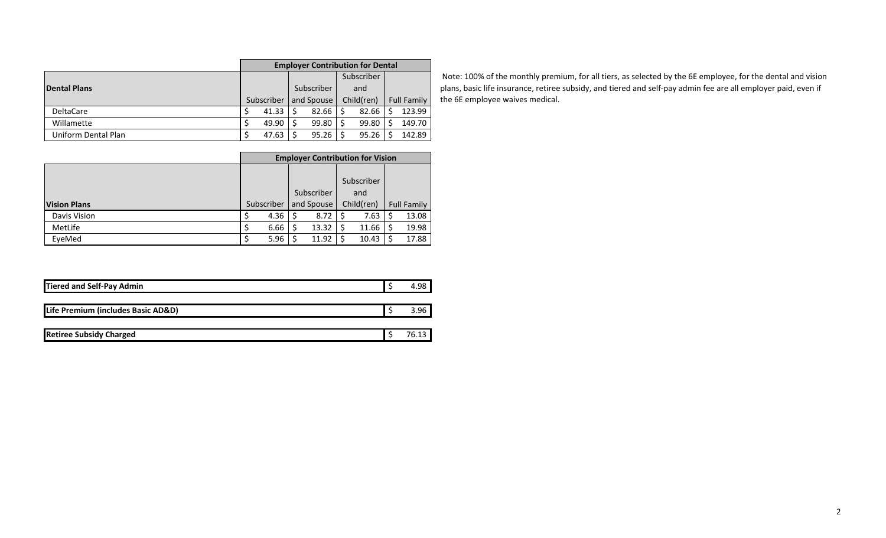| Dental Plans | Employer Contribution for Dental | | | |
| --- | --- | --- | --- | --- |
| | Subscriber | Subscriber and Spouse | Subscriber and Child(ren) | Full Family |
| DeltaCare | $ 41.33 | $ 82.66 | $ 82.66 | $ 123.99 |
| Willamette | $ 49.90 | $ 99.80 | $ 99.80 | $ 149.70 |
| Uniform Dental Plan | $ 47.63 | $ 95.26 | $ 95.26 | $ 142.89 |

Note: 100% of the monthly premium, for all tiers, as selected by the 6E employee, for the dental and vision plans, basic life insurance, retiree subsidy, and tiered and self-pay admin fee are all employer paid, even if the 6E employee waives medical.

| Vision Plans | Employer Contribution for Vision | | | |
| --- | --- | --- | --- | --- |
| | Subscriber | Subscriber and Spouse | Subscriber and Child(ren) | Full Family |
| Davis Vision | $ 4.36 | $ 8.72 | $ 7.63 | $ 13.08 |
| MetLife | $ 6.66 | $ 13.32 | $ 11.66 | $ 19.98 |
| EyeMed | $ 5.96 | $ 11.92 | $ 10.43 | $ 17.88 |

| | |
| --- | --- |
| **Tiered and Self-Pay Admin** | $ 4.98 |
| **Life Premium (includes Basic AD&D)** | $ 3.96 |
| **Retiree Subsidy Charged** | $ 76.13 |